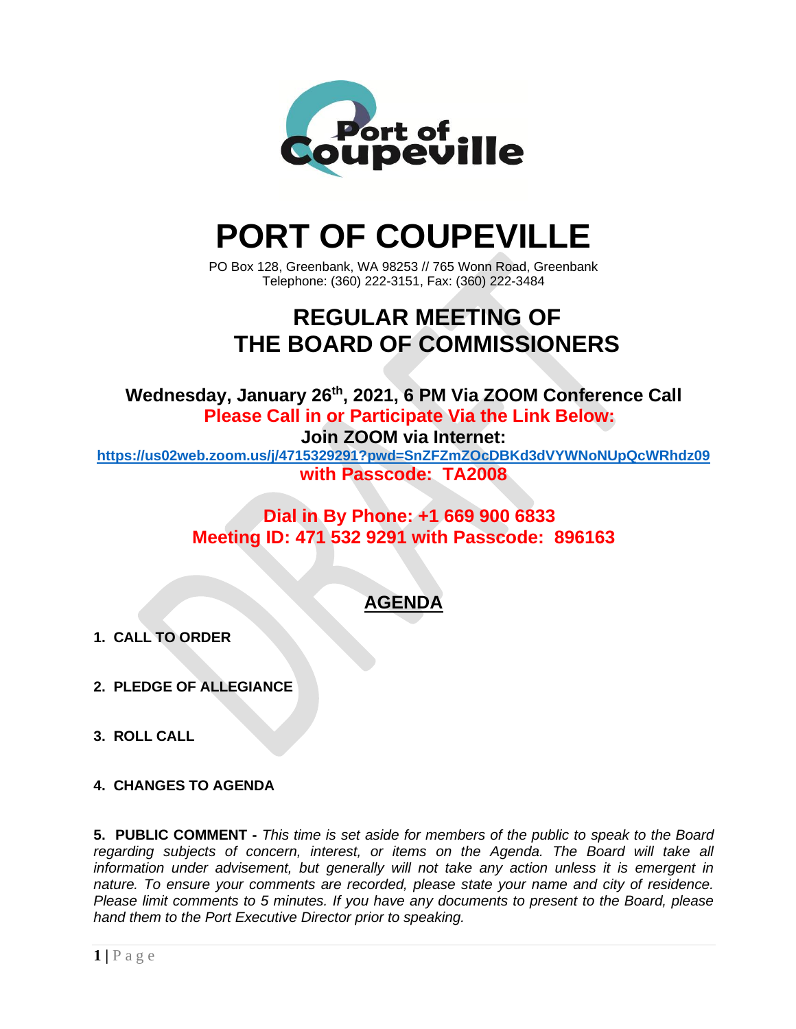# PORT OF COUPEVILLE

PO Box 128, Greenbank, WA 98253 // 765 Wonn Road, Greenbank
Telephone: (360) 222-3151, Fax: (360) 222-3484

## REGULAR MEETING OF THE BOARD OF COMMISSIONERS

**Wednesday, January 26th, 2021, 6 PM Via ZOOM Conference Call**

**Please Call in or Participate Via the Link Below:**

**Join ZOOM via Internet:**

**https://us02web.zoom.us/j/4715329291?pwd=SnZFZmZOcDBKd3dVYWNoNUpQcWRhdz09**

**with Passcode: TA2008**

**Dial in By Phone: +1 669 900 6833**

**Meeting ID: 471 532 9291 with Passcode: 896163**

## AGENDA

1. **CALL TO ORDER**

2. **PLEDGE OF ALLEGIANCE**

3. **ROLL CALL**

4. **CHANGES TO AGENDA**

5. **PUBLIC COMMENT -** *This time is set aside for members of the public to speak to the Board regarding subjects of concern, interest, or items on the Agenda. The Board will take all information under advisement, but generally will not take any action unless it is emergent in nature. To ensure your comments are recorded, please state your name and city of residence. Please limit comments to 5 minutes. If you have any documents to present to the Board, please hand them to the Port Executive Director prior to speaking.*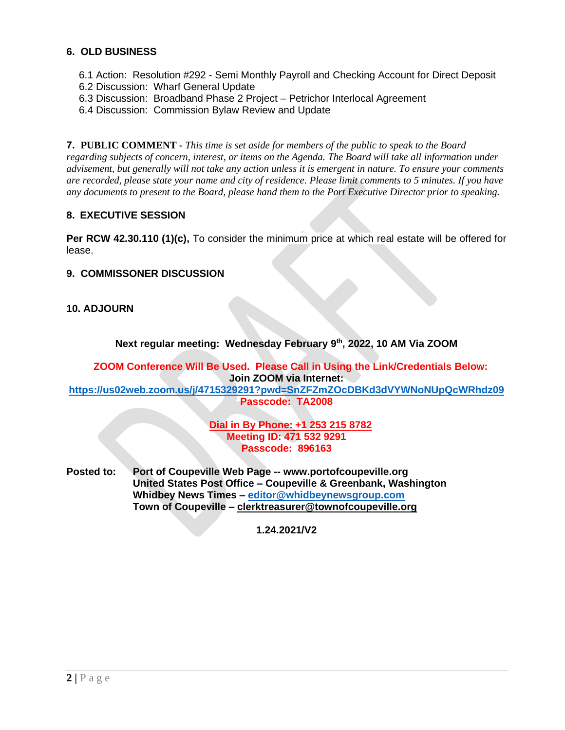## 6. OLD BUSINESS

6.1 Action: Resolution #292 - Semi Monthly Payroll and Checking Account for Direct Deposit
6.2 Discussion: Wharf General Update
6.3 Discussion: Broadband Phase 2 Project – Petrichor Interlocal Agreement
6.4 Discussion: Commission Bylaw Review and Update

**7. PUBLIC COMMENT** - *This time is set aside for members of the public to speak to the Board regarding subjects of concern, interest, or items on the Agenda. The Board will take all information under advisement, but generally will not take any action unless it is emergent in nature. To ensure your comments are recorded, please state your name and city of residence. Please limit comments to 5 minutes. If you have any documents to present to the Board, please hand them to the Port Executive Director prior to speaking.*

## 8. EXECUTIVE SESSION

**Per RCW 42.30.110 (1)(c),** To consider the minimum price at which real estate will be offered for lease.

## 9. COMMISSONER DISCUSSION

## 10. ADJOURN

**Next regular meeting: Wednesday February 9th, 2022, 10 AM Via ZOOM**

**ZOOM Conference Will Be Used. Please Call in Using the Link/Credentials Below:**
**Join ZOOM via Internet:**
**https://us02web.zoom.us/j/4715329291?pwd=SnZFZmZOcDBKd3dVYWNoNUpQcWRhdz09**
**Passcode: TA2008**

**Dial in By Phone: +1 253 215 8782**
**Meeting ID: 471 532 9291**
**Passcode: 896163**

**Posted to:** **Port of Coupeville Web Page -- www.portofcoupeville.org**
**United States Post Office – Coupeville & Greenbank, Washington**
**Whidbey News Times – editor@whidbeynewsgroup.com**
**Town of Coupeville – clerktreasurer@townofcoupeville.org**

**1.24.2021/V2**